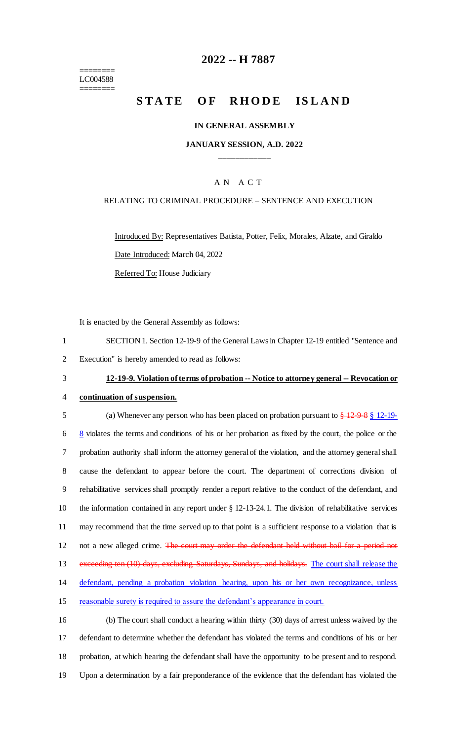========
LC004588
========

# 2022 -- H 7887

## STATE OF RHODE ISLAND

### IN GENERAL ASSEMBLY

### JANUARY SESSION, A.D. 2022

____________

A N A C T

RELATING TO CRIMINAL PROCEDURE – SENTENCE AND EXECUTION

Introduced By: Representatives Batista, Potter, Felix, Morales, Alzate, and Giraldo

Date Introduced: March 04, 2022

Referred To: House Judiciary

It is enacted by the General Assembly as follows:

1 SECTION 1. Section 12-19-9 of the General Laws in Chapter 12-19 entitled "Sentence and
2 Execution" is hereby amended to read as follows:

3 **12-19-9. Violation of terms of probation -- Notice to attorney general -- Revocation or**
4 **continuation of suspension.**

5 (a) Whenever any person who has been placed on probation pursuant to ~~§ 12-9-8~~ § 12-19-
6 8 violates the terms and conditions of his or her probation as fixed by the court, the police or the
7 probation authority shall inform the attorney general of the violation, and the attorney general shall
8 cause the defendant to appear before the court. The department of corrections division of
9 rehabilitative services shall promptly render a report relative to the conduct of the defendant, and
10 the information contained in any report under § 12-13-24.1. The division of rehabilitative services
11 may recommend that the time served up to that point is a sufficient response to a violation that is
12 not a new alleged crime. ~~The court may order the defendant held without bail for a period not~~
13 ~~exceeding ten (10) days, excluding Saturdays, Sundays, and holidays.~~ The court shall release the
14 defendant, pending a probation violation hearing, upon his or her own recognizance, unless
15 reasonable surety is required to assure the defendant's appearance in court.

16 (b) The court shall conduct a hearing within thirty (30) days of arrest unless waived by the
17 defendant to determine whether the defendant has violated the terms and conditions of his or her
18 probation, at which hearing the defendant shall have the opportunity to be present and to respond.
19 Upon a determination by a fair preponderance of the evidence that the defendant has violated the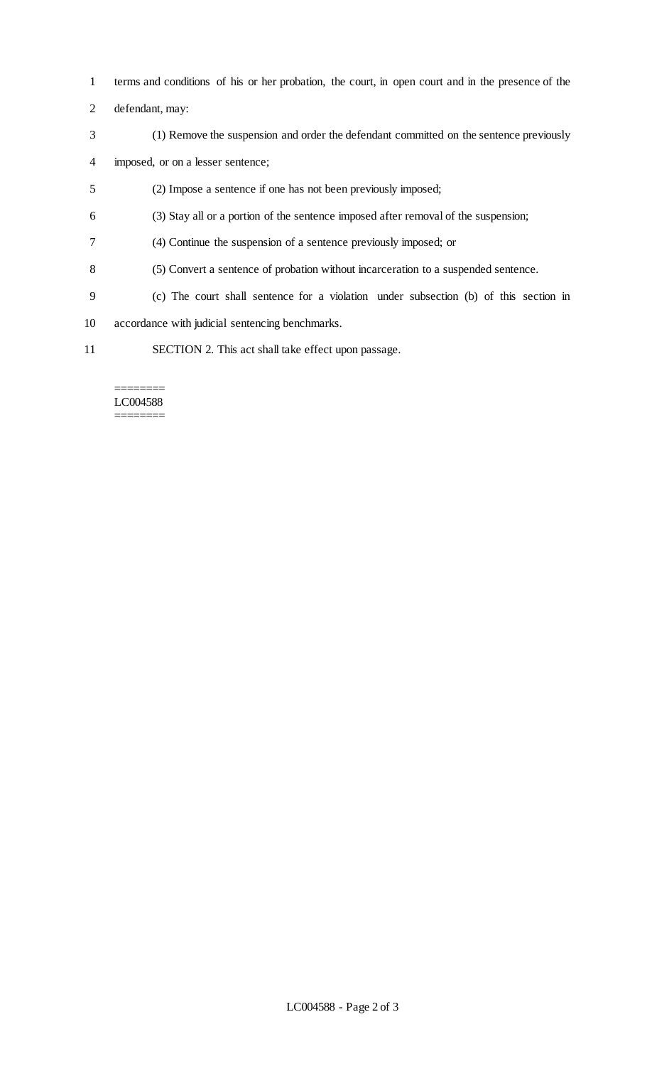terms and conditions of his or her probation, the court, in open court and in the presence of the defendant, may:

(1) Remove the suspension and order the defendant committed on the sentence previously imposed, or on a lesser sentence;

(2) Impose a sentence if one has not been previously imposed;

(3) Stay all or a portion of the sentence imposed after removal of the suspension;

(4) Continue the suspension of a sentence previously imposed; or

(5) Convert a sentence of probation without incarceration to a suspended sentence.

(c) The court shall sentence for a violation under subsection (b) of this section in accordance with judicial sentencing benchmarks.

SECTION 2. This act shall take effect upon passage.

========
LC004588
========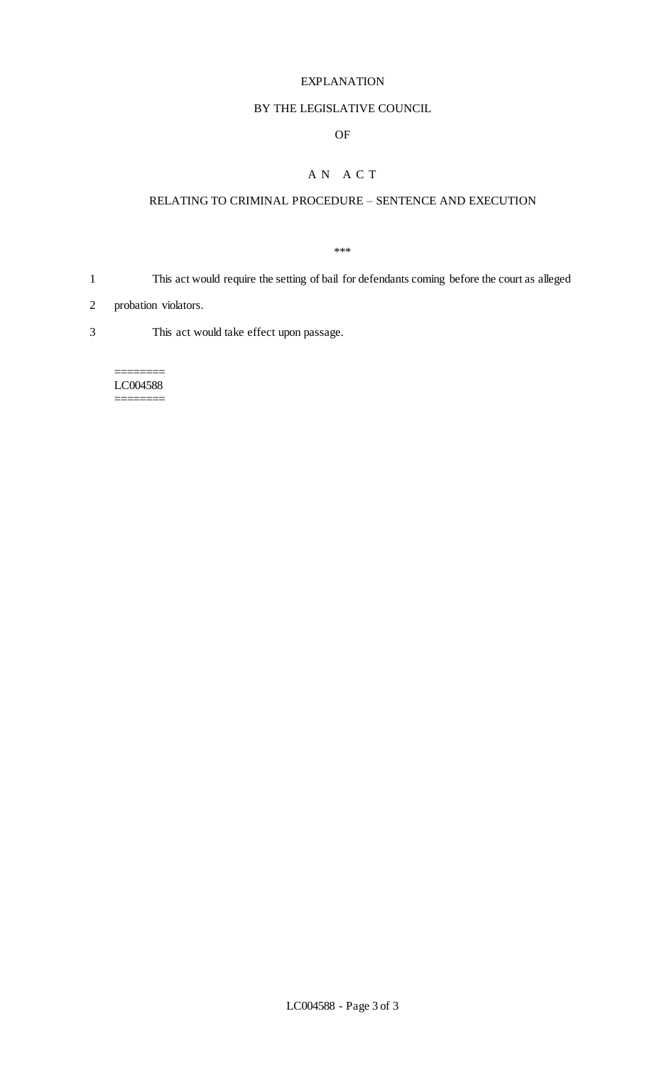EXPLANATION

BY THE LEGISLATIVE COUNCIL

OF

A N A C T

RELATING TO CRIMINAL PROCEDURE – SENTENCE AND EXECUTION

\*\*\*

1 This act would require the setting of bail for defendants coming before the court as alleged

2 probation violators.

3 This act would take effect upon passage.

========
LC004588
========